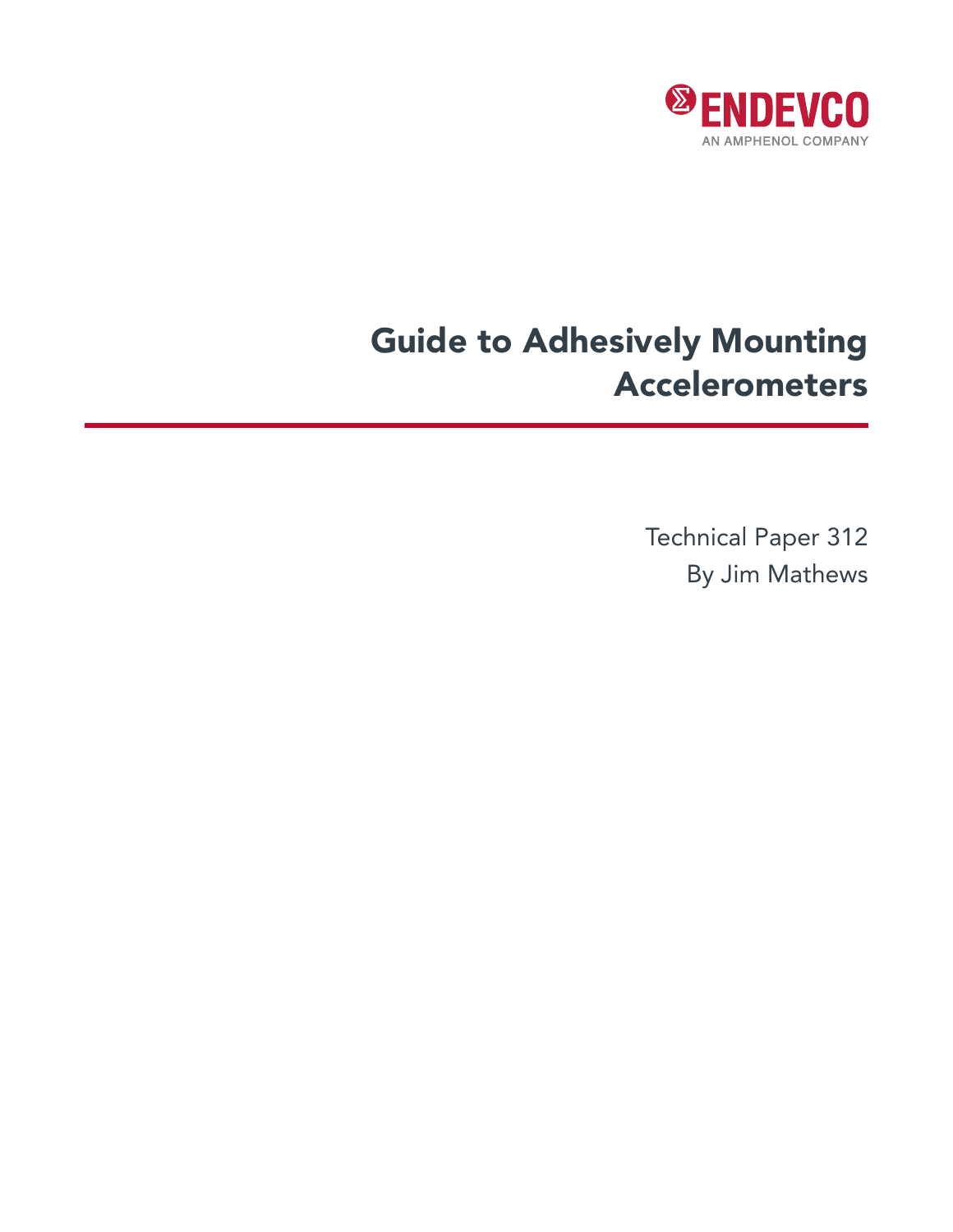ENDEVCO

AN AMPHENOL COMPANY

# Guide to Adhesively Mounting Accelerometers

Technical Paper 312

By Jim Mathews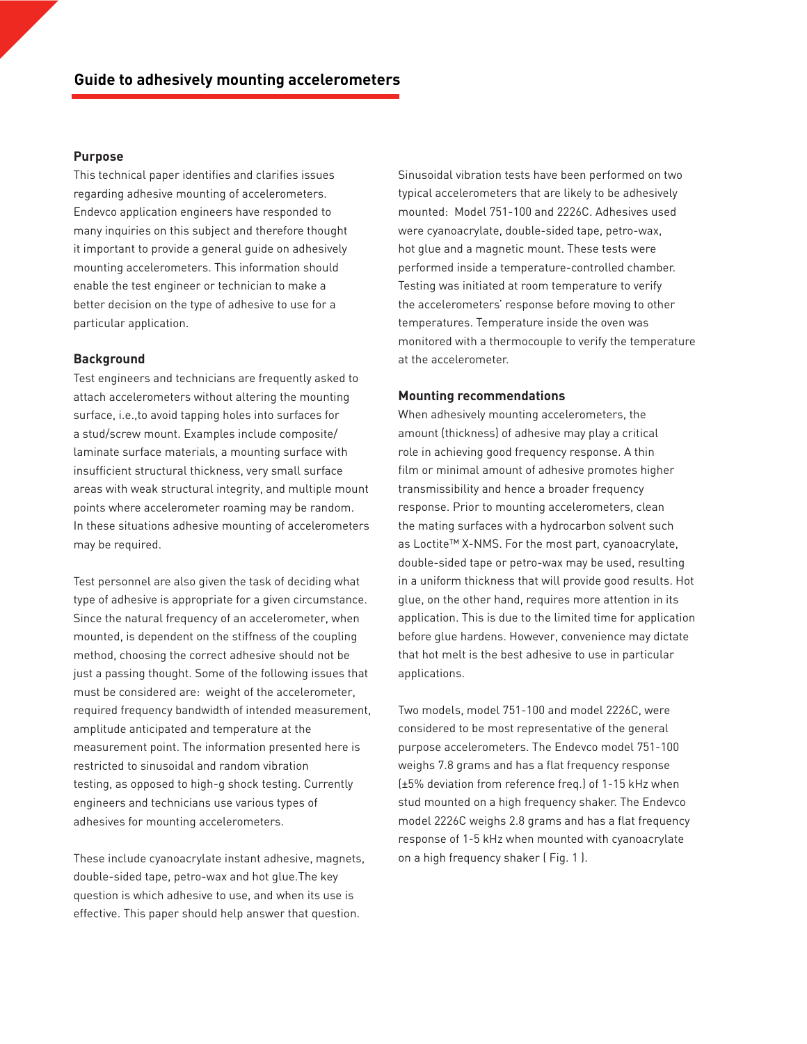## Guide to adhesively mounting accelerometers

### Purpose

This technical paper identifies and clarifies issues regarding adhesive mounting of accelerometers. Endevco application engineers have responded to many inquiries on this subject and therefore thought it important to provide a general guide on adhesively mounting accelerometers. This information should enable the test engineer or technician to make a better decision on the type of adhesive to use for a particular application.

### Background

Test engineers and technicians are frequently asked to attach accelerometers without altering the mounting surface, i.e.,to avoid tapping holes into surfaces for a stud/screw mount. Examples include composite/laminate surface materials, a mounting surface with insufficient structural thickness, very small surface areas with weak structural integrity, and multiple mount points where accelerometer roaming may be random. In these situations adhesive mounting of accelerometers may be required.

Test personnel are also given the task of deciding what type of adhesive is appropriate for a given circumstance. Since the natural frequency of an accelerometer, when mounted, is dependent on the stiffness of the coupling method, choosing the correct adhesive should not be just a passing thought. Some of the following issues that must be considered are: weight of the accelerometer, required frequency bandwidth of intended measurement, amplitude anticipated and temperature at the measurement point. The information presented here is restricted to sinusoidal and random vibration testing, as opposed to high-g shock testing. Currently engineers and technicians use various types of adhesives for mounting accelerometers.

These include cyanoacrylate instant adhesive, magnets, double-sided tape, petro-wax and hot glue.The key question is which adhesive to use, and when its use is effective. This paper should help answer that question.

Sinusoidal vibration tests have been performed on two typical accelerometers that are likely to be adhesively mounted: Model 751-100 and 2226C. Adhesives used were cyanoacrylate, double-sided tape, petro-wax, hot glue and a magnetic mount. These tests were performed inside a temperature-controlled chamber. Testing was initiated at room temperature to verify the accelerometers' response before moving to other temperatures. Temperature inside the oven was monitored with a thermocouple to verify the temperature at the accelerometer.

### Mounting recommendations

When adhesively mounting accelerometers, the amount (thickness) of adhesive may play a critical role in achieving good frequency response. A thin film or minimal amount of adhesive promotes higher transmissibility and hence a broader frequency response. Prior to mounting accelerometers, clean the mating surfaces with a hydrocarbon solvent such as Loctite™ X-NMS. For the most part, cyanoacrylate, double-sided tape or petro-wax may be used, resulting in a uniform thickness that will provide good results. Hot glue, on the other hand, requires more attention in its application. This is due to the limited time for application before glue hardens. However, convenience may dictate that hot melt is the best adhesive to use in particular applications.

Two models, model 751-100 and model 2226C, were considered to be most representative of the general purpose accelerometers. The Endevco model 751-100 weighs 7.8 grams and has a flat frequency response (±5% deviation from reference freq.) of 1-15 kHz when stud mounted on a high frequency shaker. The Endevco model 2226C weighs 2.8 grams and has a flat frequency response of 1-5 kHz when mounted with cyanoacrylate on a high frequency shaker ( Fig. 1 ).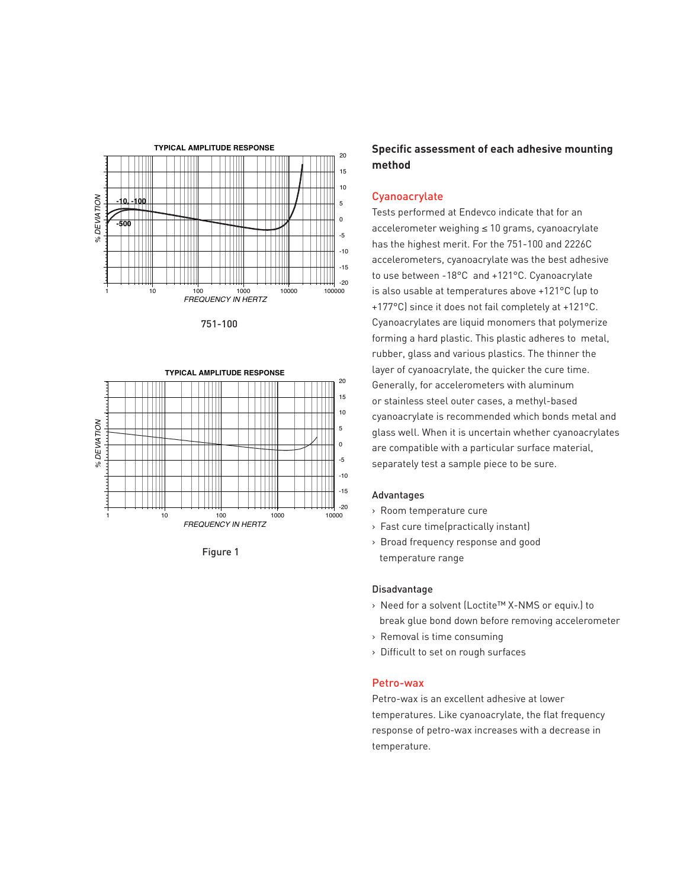TYPICAL AMPLITUDE RESPONSE

751-100

TYPICAL AMPLITUDE RESPONSE

Figure 1

## Specific assessment of each adhesive mounting method

### Cyanoacrylate

Tests performed at Endevco indicate that for an accelerometer weighing ≤ 10 grams, cyanoacrylate has the highest merit. For the 751-100 and 2226C accelerometers, cyanoacrylate was the best adhesive to use between -18°C and +121°C. Cyanoacrylate is also usable at temperatures above +121°C (up to +177°C) since it does not fail completely at +121°C. Cyanoacrylates are liquid monomers that polymerize forming a hard plastic. This plastic adheres to metal, rubber, glass and various plastics. The thinner the layer of cyanoacrylate, the quicker the cure time. Generally, for accelerometers with aluminum or stainless steel outer cases, a methyl-based cyanoacrylate is recommended which bonds metal and glass well. When it is uncertain whether cyanoacrylates are compatible with a particular surface material, separately test a sample piece to be sure.

#### Advantages

- Room temperature cure
- Fast cure time(practically instant)
- Broad frequency response and good temperature range

#### Disadvantage

- Need for a solvent (Loctite™ X-NMS or equiv.) to break glue bond down before removing accelerometer
- Removal is time consuming
- Difficult to set on rough surfaces

### Petro-wax

Petro-wax is an excellent adhesive at lower temperatures. Like cyanoacrylate, the flat frequency response of petro-wax increases with a decrease in temperature.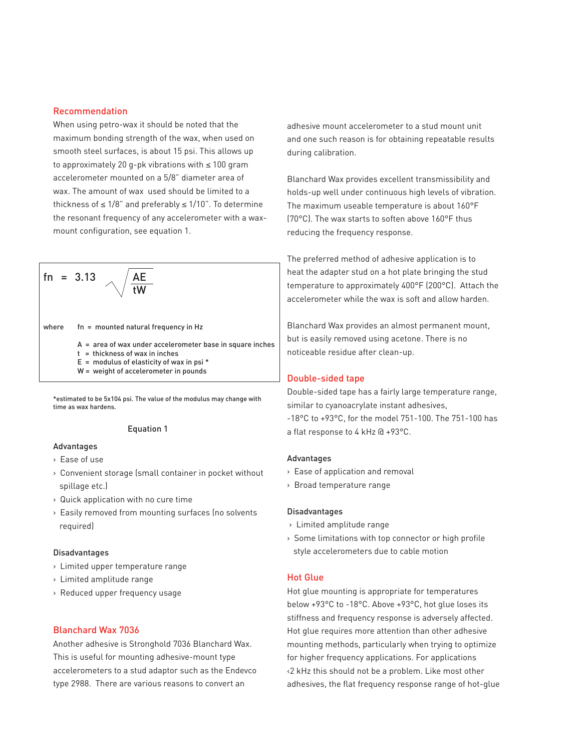## Recommendation

When using petro-wax it should be noted that the maximum bonding strength of the wax, when used on smooth steel surfaces, is about 15 psi. This allows up to approximately 20 g-pk vibrations with ≤ 100 gram accelerometer mounted on a 5/8" diameter area of wax. The amount of wax used should be limited to a thickness of ≤ 1/8" and preferably ≤ 1/10". To determine the resonant frequency of any accelerometer with a wax-mount configuration, see equation 1.

$$f_n = 3.13 \sqrt{\frac{AE}{tW}}$$

where $f_n$ = mounted natural frequency in Hz

$A$ = area of wax under accelerometer base in square inches
$t$ = thickness of wax in inches
$E$ = modulus of elasticity of wax in psi *
$W$ = weight of accelerometer in pounds

*estimated to be 5x104 psi. The value of the modulus may change with time as wax hardens.

Equation 1

### Advantages

- Ease of use
- Convenient storage (small container in pocket without spillage etc.)
- Quick application with no cure time
- Easily removed from mounting surfaces (no solvents required)

### Disadvantages

- Limited upper temperature range
- Limited amplitude range
- Reduced upper frequency usage

## Blanchard Wax 7036

Another adhesive is Stronghold 7036 Blanchard Wax. This is useful for mounting adhesive-mount type accelerometers to a stud adaptor such as the Endevco type 2988. There are various reasons to convert an adhesive mount accelerometer to a stud mount unit and one such reason is for obtaining repeatable results during calibration.

Blanchard Wax provides excellent transmissibility and holds-up well under continuous high levels of vibration. The maximum useable temperature is about 160°F (70°C). The wax starts to soften above 160°F thus reducing the frequency response.

The preferred method of adhesive application is to heat the adapter stud on a hot plate bringing the stud temperature to approximately 400°F (200°C). Attach the accelerometer while the wax is soft and allow harden.

Blanchard Wax provides an almost permanent mount, but is easily removed using acetone. There is no noticeable residue after clean-up.

## Double-sided tape

Double-sided tape has a fairly large temperature range, similar to cyanoacrylate instant adhesives, -18°C to +93°C, for the model 751-100. The 751-100 has a flat response to 4 kHz @ +93°C.

### Advantages

- Ease of application and removal
- Broad temperature range

### Disadvantages

- Limited amplitude range
- Some limitations with top connector or high profile style accelerometers due to cable motion

## Hot Glue

Hot glue mounting is appropriate for temperatures below +93°C to -18°C. Above +93°C, hot glue loses its stiffness and frequency response is adversely affected. Hot glue requires more attention than other adhesive mounting methods, particularly when trying to optimize for higher frequency applications. For applications <2 kHz this should not be a problem. Like most other adhesives, the flat frequency response range of hot-glue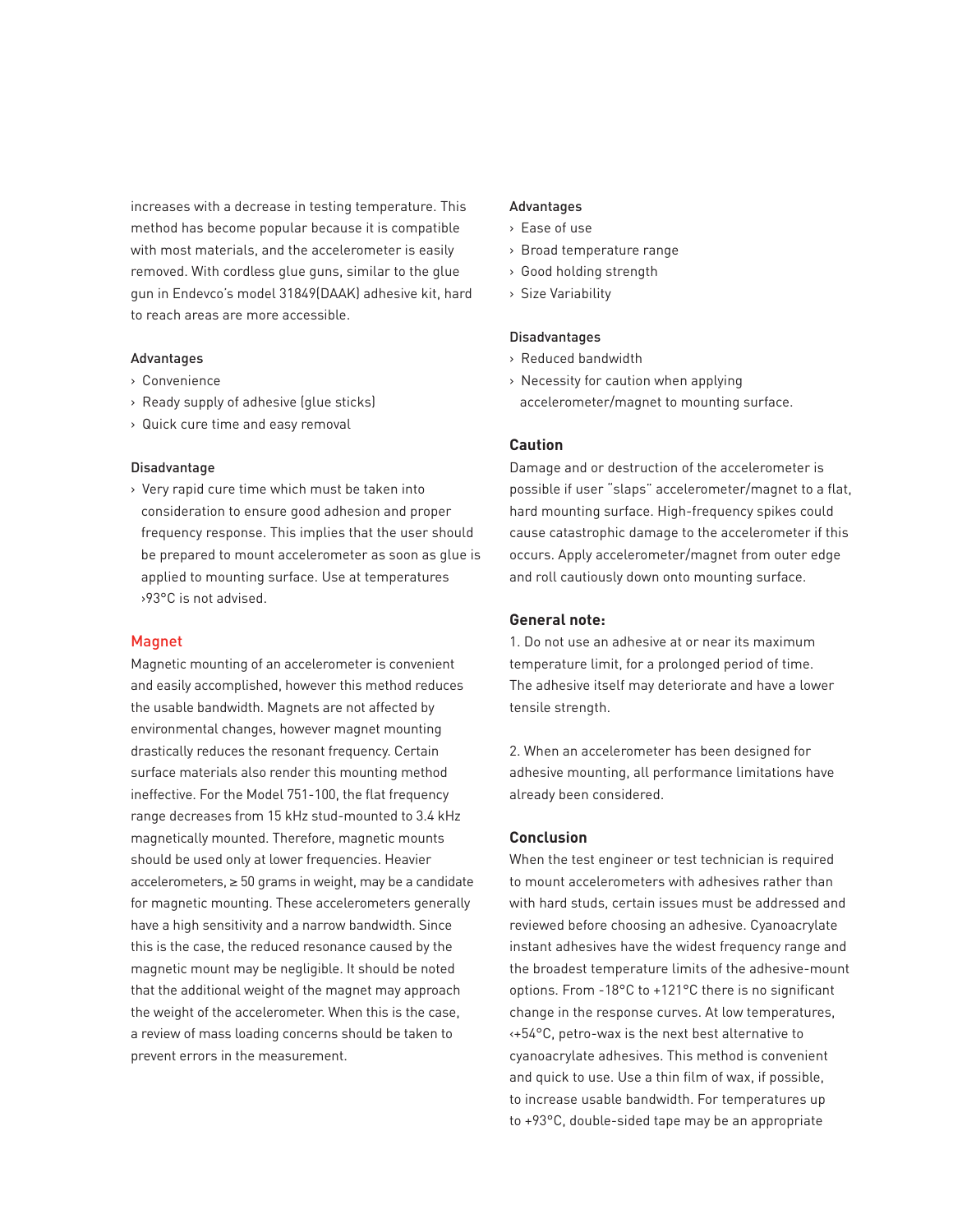increases with a decrease in testing temperature. This method has become popular because it is compatible with most materials, and the accelerometer is easily removed. With cordless glue guns, similar to the glue gun in Endevco's model 31849(DAAK) adhesive kit, hard to reach areas are more accessible.

Advantages

- Convenience
- Ready supply of adhesive (glue sticks)
- Quick cure time and easy removal

Disadvantage

- Very rapid cure time which must be taken into consideration to ensure good adhesion and proper frequency response. This implies that the user should be prepared to mount accelerometer as soon as glue is applied to mounting surface. Use at temperatures ›93°C is not advised.

## Magnet

Magnetic mounting of an accelerometer is convenient and easily accomplished, however this method reduces the usable bandwidth. Magnets are not affected by environmental changes, however magnet mounting drastically reduces the resonant frequency. Certain surface materials also render this mounting method ineffective. For the Model 751-100, the flat frequency range decreases from 15 kHz stud-mounted to 3.4 kHz magnetically mounted. Therefore, magnetic mounts should be used only at lower frequencies. Heavier accelerometers, ≥ 50 grams in weight, may be a candidate for magnetic mounting. These accelerometers generally have a high sensitivity and a narrow bandwidth. Since this is the case, the reduced resonance caused by the magnetic mount may be negligible. It should be noted that the additional weight of the magnet may approach the weight of the accelerometer. When this is the case, a review of mass loading concerns should be taken to prevent errors in the measurement.

Advantages

- Ease of use
- Broad temperature range
- Good holding strength
- Size Variability

Disadvantages

- Reduced bandwidth
- Necessity for caution when applying accelerometer/magnet to mounting surface.

### Caution

Damage and or destruction of the accelerometer is possible if user "slaps" accelerometer/magnet to a flat, hard mounting surface. High-frequency spikes could cause catastrophic damage to the accelerometer if this occurs. Apply accelerometer/magnet from outer edge and roll cautiously down onto mounting surface.

### General note:

1. Do not use an adhesive at or near its maximum temperature limit, for a prolonged period of time. The adhesive itself may deteriorate and have a lower tensile strength.

2. When an accelerometer has been designed for adhesive mounting, all performance limitations have already been considered.

### Conclusion

When the test engineer or test technician is required to mount accelerometers with adhesives rather than with hard studs, certain issues must be addressed and reviewed before choosing an adhesive. Cyanoacrylate instant adhesives have the widest frequency range and the broadest temperature limits of the adhesive-mount options. From -18°C to +121°C there is no significant change in the response curves. At low temperatures, ‹+54°C, petro-wax is the next best alternative to cyanoacrylate adhesives. This method is convenient and quick to use. Use a thin film of wax, if possible, to increase usable bandwidth. For temperatures up to +93°C, double-sided tape may be an appropriate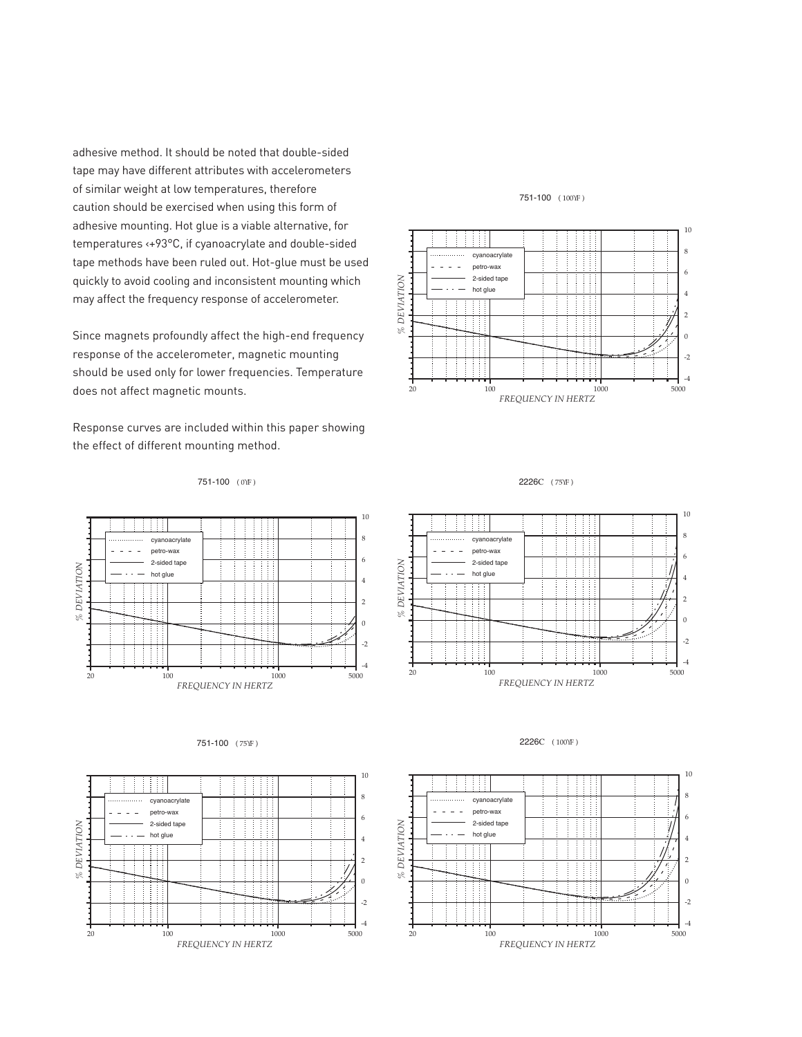adhesive method. It should be noted that double-sided tape may have different attributes with accelerometers of similar weight at low temperatures, therefore caution should be exercised when using this form of adhesive mounting. Hot glue is a viable alternative, for temperatures ‹+93°C, if cyanoacrylate and double-sided tape methods have been ruled out. Hot-glue must be used quickly to avoid cooling and inconsistent mounting which may affect the frequency response of accelerometer.

Since magnets profoundly affect the high-end frequency response of the accelerometer, magnetic mounting should be used only for lower frequencies. Temperature does not affect magnetic mounts.

Response curves are included within this paper showing the effect of different mounting method.

751-100 (100°F)

751-100 (0°F)

2226C (75°F)

751-100 (75°F)

2226C (100°F)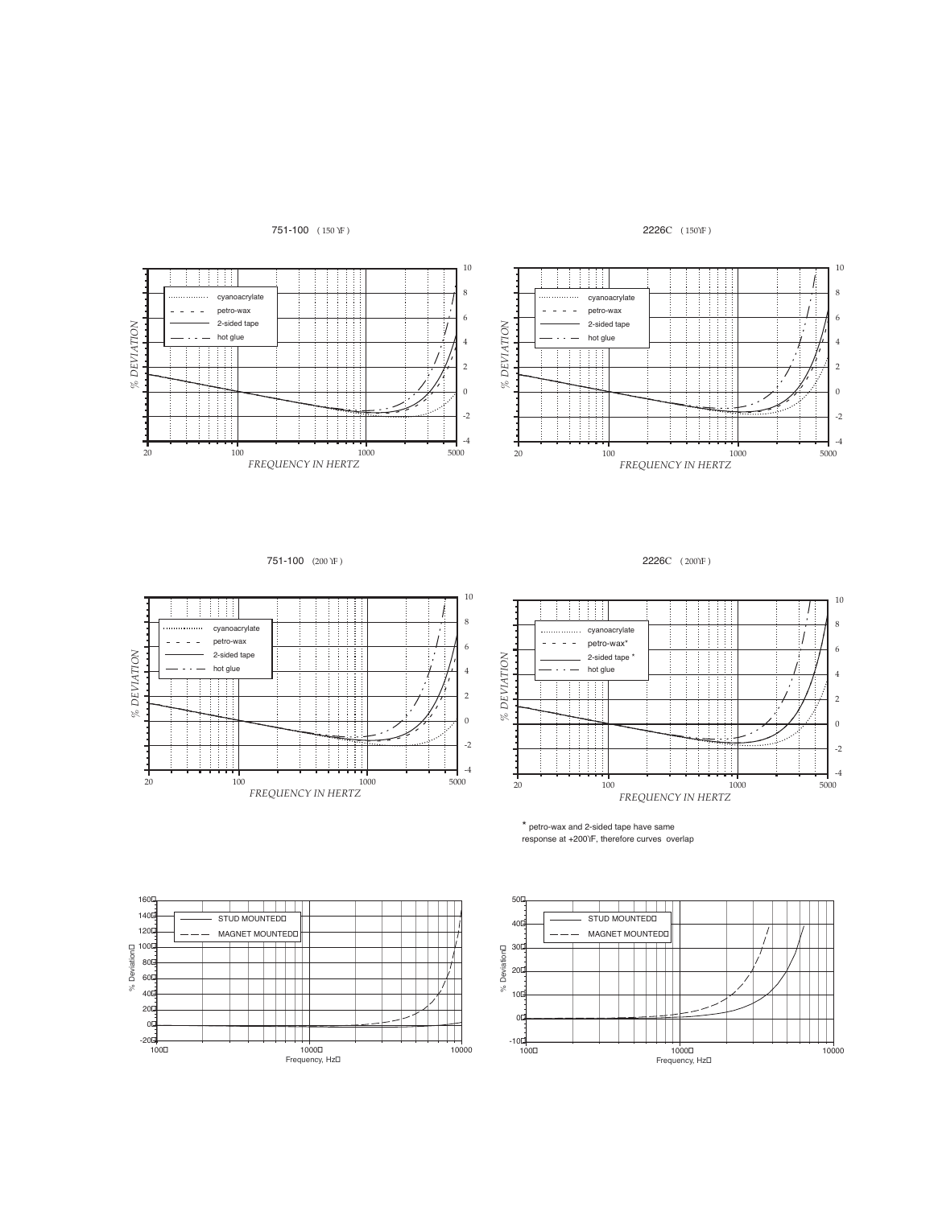751-100 (150 °F)

2226C (150°F)

751-100 (200 °F)

2226C (200°F)

* petro-wax and 2-sided tape have same response at +200°F, therefore curves overlap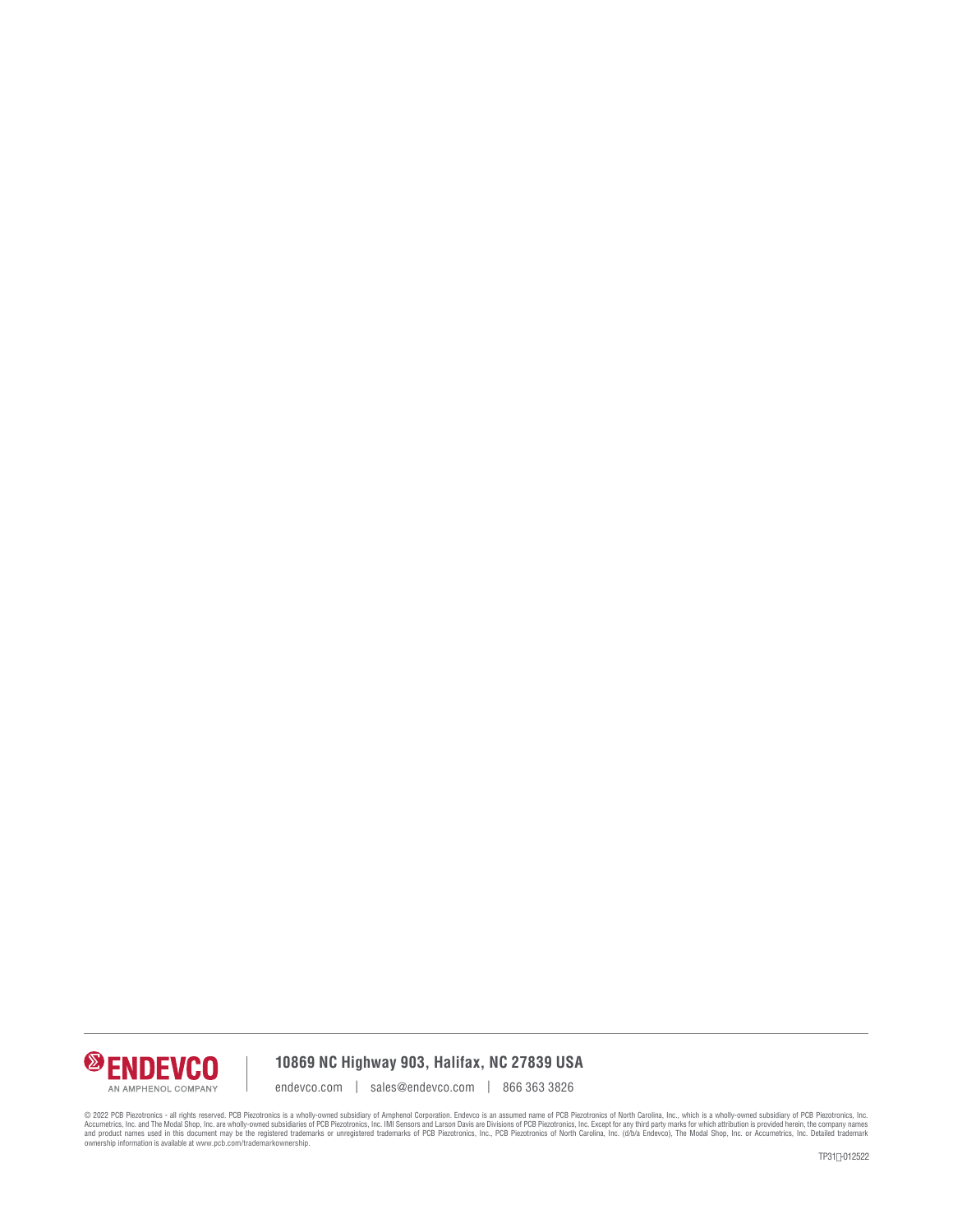ENDEVCO

AN AMPHENOL COMPANY

**10869 NC Highway 903, Halifax, NC 27839 USA**

endevco.com | sales@endevco.com | 866 363 3826

© 2022 PCB Piezotronics - all rights reserved. PCB Piezotronics is a wholly-owned subsidiary of Amphenol Corporation. Endevco is an assumed name of PCB Piezotronics of North Carolina, Inc., which is a wholly-owned subsidiary of PCB Piezotronics, Inc. Accumetrics, Inc. and The Modal Shop, Inc. are wholly-owned subsidiaries of PCB Piezotronics, Inc. IMI Sensors and Larson Davis are Divisions of PCB Piezotronics, Inc. Except for any third party marks for which attribution is provided herein, the company names and product names used in this document may be the registered trademarks or unregistered trademarks of PCB Piezotronics, Inc., PCB Piezotronics of North Carolina, Inc. (d/b/a Endevco), The Modal Shop, Inc. or Accumetrics, Inc. Detailed trademark ownership information is available at www.pcb.com/trademarkownership.

TP31-012522